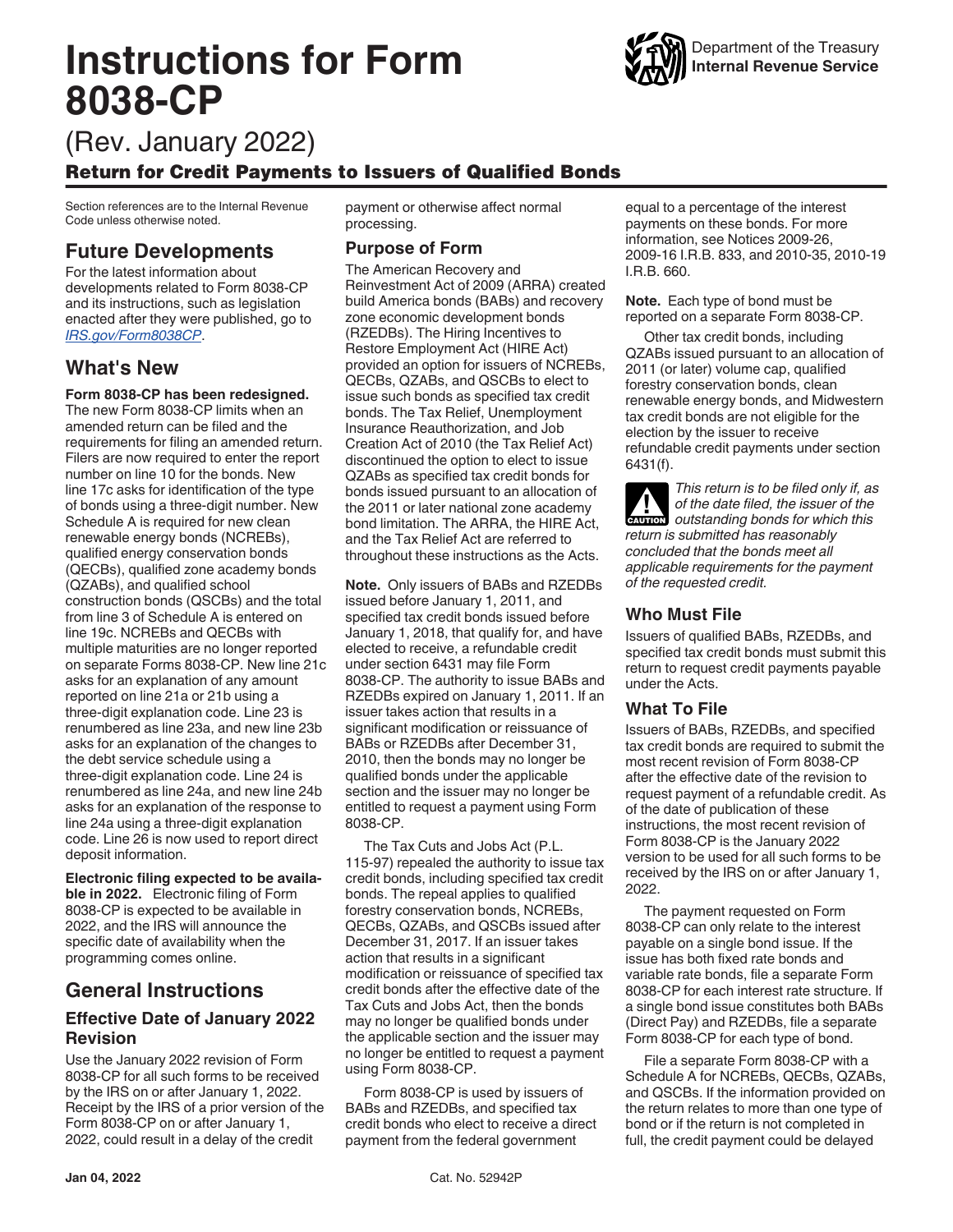# Instructions for Form 8038-CP

(Rev. January 2022)

## Return for Credit Payments to Issuers of Qualified Bonds

Department of the Treasury
**Internal Revenue Service**

Section references are to the Internal Revenue Code unless otherwise noted.

## Future Developments

For the latest information about developments related to Form 8038-CP and its instructions, such as legislation enacted after they were published, go to *IRS.gov/Form8038CP*.

## What's New

**Form 8038-CP has been redesigned.** The new Form 8038-CP limits when an amended return can be filed and the requirements for filing an amended return. Filers are now required to enter the report number on line 10 for the bonds. New line 17c asks for identification of the type of bonds using a three-digit number. New Schedule A is required for new clean renewable energy bonds (NCREBs), qualified energy conservation bonds (QECBs), qualified zone academy bonds (QZABs), and qualified school construction bonds (QSCBs) and the total from line 3 of Schedule A is entered on line 19c. NCREBs and QECBs with multiple maturities are no longer reported on separate Forms 8038-CP. New line 21c asks for an explanation of any amount reported on line 21a or 21b using a three-digit explanation code. Line 23 is renumbered as line 23a, and new line 23b asks for an explanation of the changes to the debt service schedule using a three-digit explanation code. Line 24 is renumbered as line 24a, and new line 24b asks for an explanation of the response to line 24a using a three-digit explanation code. Line 26 is now used to report direct deposit information.

**Electronic filing expected to be available in 2022.** Electronic filing of Form 8038-CP is expected to be available in 2022, and the IRS will announce the specific date of availability when the programming comes online.

## General Instructions

### Effective Date of January 2022 Revision

Use the January 2022 revision of Form 8038-CP for all such forms to be received by the IRS on or after January 1, 2022. Receipt by the IRS of a prior version of the Form 8038-CP on or after January 1, 2022, could result in a delay of the credit payment or otherwise affect normal processing.

### Purpose of Form

The American Recovery and Reinvestment Act of 2009 (ARRA) created build America bonds (BABs) and recovery zone economic development bonds (RZEDBs). The Hiring Incentives to Restore Employment Act (HIRE Act) provided an option for issuers of NCREBs, QECBs, QZABs, and QSCBs to elect to issue such bonds as specified tax credit bonds. The Tax Relief, Unemployment Insurance Reauthorization, and Job Creation Act of 2010 (the Tax Relief Act) discontinued the option to elect to issue QZABs as specified tax credit bonds for bonds issued pursuant to an allocation of the 2011 or later national zone academy bond limitation. The ARRA, the HIRE Act, and the Tax Relief Act are referred to throughout these instructions as the Acts.

**Note.** Only issuers of BABs and RZEDBs issued before January 1, 2011, and specified tax credit bonds issued before January 1, 2018, that qualify for, and have elected to receive, a refundable credit under section 6431 may file Form 8038-CP. The authority to issue BABs and RZEDBs expired on January 1, 2011. If an issuer takes action that results in a significant modification or reissuance of BABs or RZEDBs after December 31, 2010, then the bonds may no longer be qualified bonds under the applicable section and the issuer may no longer be entitled to request a payment using Form 8038-CP.

The Tax Cuts and Jobs Act (P.L. 115-97) repealed the authority to issue tax credit bonds, including specified tax credit bonds. The repeal applies to qualified forestry conservation bonds, NCREBs, QECBs, QZABs, and QSCBs issued after December 31, 2017. If an issuer takes action that results in a significant modification or reissuance of specified tax credit bonds after the effective date of the Tax Cuts and Jobs Act, then the bonds may no longer be qualified bonds under the applicable section and the issuer may no longer be entitled to request a payment using Form 8038-CP.

Form 8038-CP is used by issuers of BABs and RZEDBs, and specified tax credit bonds who elect to receive a direct payment from the federal government equal to a percentage of the interest payments on these bonds. For more information, see Notices 2009-26, 2009-16 I.R.B. 833, and 2010-35, 2010-19 I.R.B. 660.

**Note.** Each type of bond must be reported on a separate Form 8038-CP.

Other tax credit bonds, including QZABs issued pursuant to an allocation of 2011 (or later) volume cap, qualified forestry conservation bonds, clean renewable energy bonds, and Midwestern tax credit bonds are not eligible for the election by the issuer to receive refundable credit payments under section 6431(f).

**CAUTION** *This return is to be filed only if, as of the date filed, the issuer of the outstanding bonds for which this return is submitted has reasonably concluded that the bonds meet all applicable requirements for the payment of the requested credit.*

### Who Must File

Issuers of qualified BABs, RZEDBs, and specified tax credit bonds must submit this return to request credit payments payable under the Acts.

### What To File

Issuers of BABs, RZEDBs, and specified tax credit bonds are required to submit the most recent revision of Form 8038-CP after the effective date of the revision to request payment of a refundable credit. As of the date of publication of these instructions, the most recent revision of Form 8038-CP is the January 2022 version to be used for all such forms to be received by the IRS on or after January 1, 2022.

The payment requested on Form 8038-CP can only relate to the interest payable on a single bond issue. If the issue has both fixed rate bonds and variable rate bonds, file a separate Form 8038-CP for each interest rate structure. If a single bond issue constitutes both BABs (Direct Pay) and RZEDBs, file a separate Form 8038-CP for each type of bond.

File a separate Form 8038-CP with a Schedule A for NCREBs, QECBs, QZABs, and QSCBs. If the information provided on the return relates to more than one type of bond or if the return is not completed in full, the credit payment could be delayed

Jan 04, 2022 Cat. No. 52942P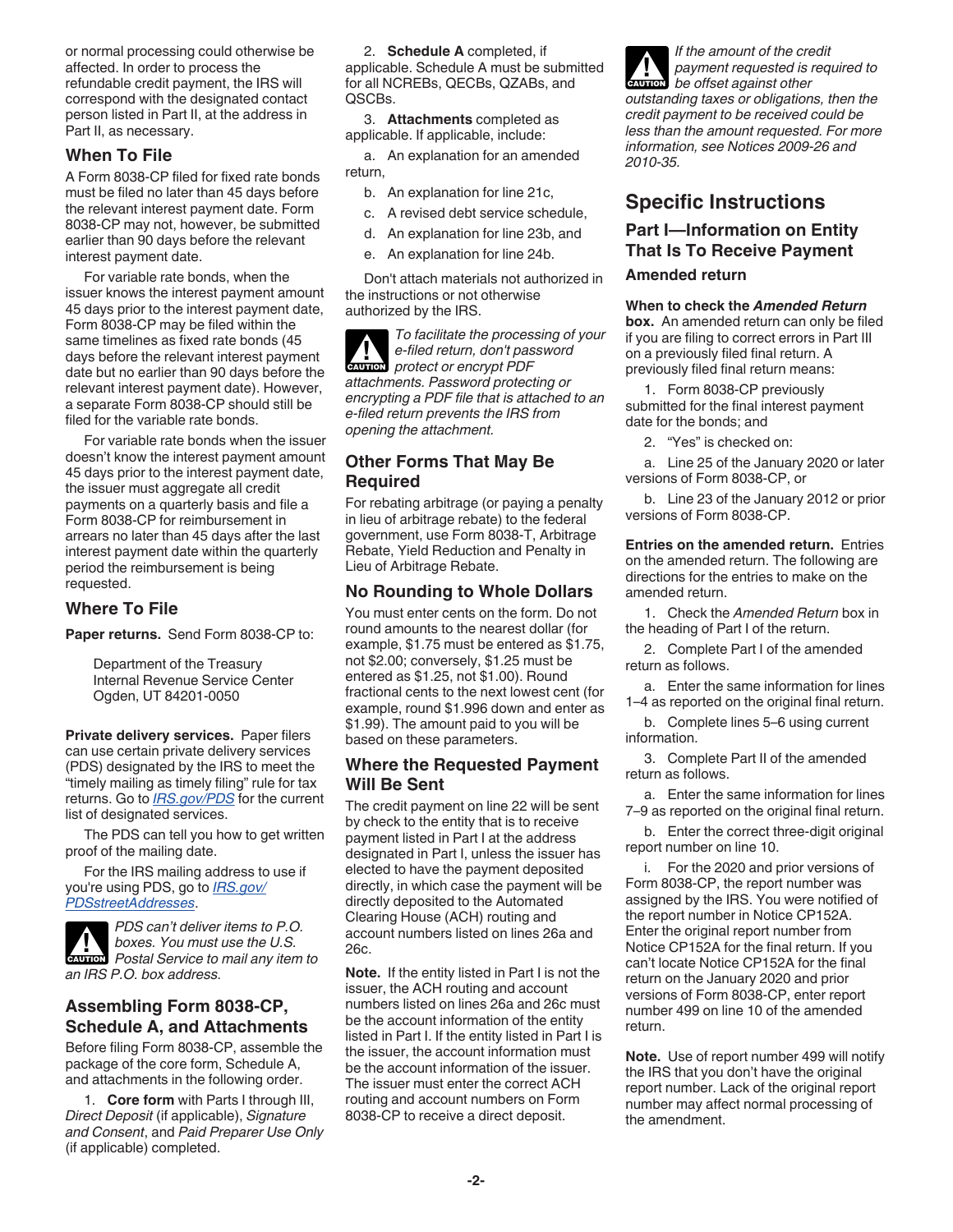or normal processing could otherwise be affected. In order to process the refundable credit payment, the IRS will correspond with the designated contact person listed in Part II, at the address in Part II, as necessary.

## When To File

A Form 8038-CP filed for fixed rate bonds must be filed no later than 45 days before the relevant interest payment date. Form 8038-CP may not, however, be submitted earlier than 90 days before the relevant interest payment date.

For variable rate bonds, when the issuer knows the interest payment amount 45 days prior to the interest payment date, Form 8038-CP may be filed within the same timelines as fixed rate bonds (45 days before the relevant interest payment date but no earlier than 90 days before the relevant interest payment date). However, a separate Form 8038-CP should still be filed for the variable rate bonds.

For variable rate bonds when the issuer doesn't know the interest payment amount 45 days prior to the interest payment date, the issuer must aggregate all credit payments on a quarterly basis and file a Form 8038-CP for reimbursement in arrears no later than 45 days after the last interest payment date within the quarterly period the reimbursement is being requested.

## Where To File

**Paper returns.** Send Form 8038-CP to:

Department of the Treasury
Internal Revenue Service Center
Ogden, UT 84201-0050

**Private delivery services.** Paper filers can use certain private delivery services (PDS) designated by the IRS to meet the "timely mailing as timely filing" rule for tax returns. Go to *IRS.gov/PDS* for the current list of designated services.

The PDS can tell you how to get written proof of the mailing date.

For the IRS mailing address to use if you're using PDS, go to *IRS.gov/PDSstreetAddresses*.

**CAUTION:** *PDS can't deliver items to P.O. boxes. You must use the U.S. Postal Service to mail any item to an IRS P.O. box address.*

## Assembling Form 8038-CP, Schedule A, and Attachments

Before filing Form 8038-CP, assemble the package of the core form, Schedule A, and attachments in the following order.

1. **Core form** with Parts I through III, *Direct Deposit* (if applicable), *Signature and Consent*, and *Paid Preparer Use Only* (if applicable) completed.

2. **Schedule A** completed, if applicable. Schedule A must be submitted for all NCREBs, QECBs, QZABs, and QSCBs.

3. **Attachments** completed as applicable. If applicable, include:

a. An explanation for an amended return,

b. An explanation for line 21c,

c. A revised debt service schedule,

d. An explanation for line 23b, and

e. An explanation for line 24b.

Don't attach materials not authorized in the instructions or not otherwise authorized by the IRS.

**CAUTION:** *To facilitate the processing of your e-filed return, don't password protect or encrypt PDF attachments. Password protecting or encrypting a PDF file that is attached to an e-filed return prevents the IRS from opening the attachment.*

## Other Forms That May Be Required

For rebating arbitrage (or paying a penalty in lieu of arbitrage rebate) to the federal government, use Form 8038-T, Arbitrage Rebate, Yield Reduction and Penalty in Lieu of Arbitrage Rebate.

## No Rounding to Whole Dollars

You must enter cents on the form. Do not round amounts to the nearest dollar (for example, $1.75 must be entered as $1.75, not $2.00; conversely, $1.25 must be entered as $1.25, not $1.00). Round fractional cents to the next lowest cent (for example, round $1.996 down and enter as $1.99). The amount paid to you will be based on these parameters.

## Where the Requested Payment Will Be Sent

The credit payment on line 22 will be sent by check to the entity that is to receive payment listed in Part I at the address designated in Part I, unless the issuer has elected to have the payment deposited directly, in which case the payment will be directly deposited to the Automated Clearing House (ACH) routing and account numbers listed on lines 26a and 26c.

**Note.** If the entity listed in Part I is not the issuer, the ACH routing and account numbers listed on lines 26a and 26c must be the account information of the entity listed in Part I. If the entity listed in Part I is the issuer, the account information must be the account information of the issuer. The issuer must enter the correct ACH routing and account numbers on Form 8038-CP to receive a direct deposit.

**CAUTION:** *If the amount of the credit payment requested is required to be offset against other outstanding taxes or obligations, then the credit payment to be received could be less than the amount requested. For more information, see Notices 2009-26 and 2010-35.*

# Specific Instructions

## Part I—Information on Entity That Is To Receive Payment

### Amended return

**When to check the *Amended Return* box.** An amended return can only be filed if you are filing to correct errors in Part III on a previously filed final return. A previously filed final return means:

1. Form 8038-CP previously submitted for the final interest payment date for the bonds; and

2. "Yes" is checked on:

a. Line 25 of the January 2020 or later versions of Form 8038-CP, or

b. Line 23 of the January 2012 or prior versions of Form 8038-CP.

**Entries on the amended return.** Entries on the amended return. The following are directions for the entries to make on the amended return.

1. Check the *Amended Return* box in the heading of Part I of the return.

2. Complete Part I of the amended return as follows.

a. Enter the same information for lines 1–4 as reported on the original final return.

b. Complete lines 5–6 using current information.

3. Complete Part II of the amended return as follows.

a. Enter the same information for lines 7–9 as reported on the original final return.

b. Enter the correct three-digit original report number on line 10.

i. For the 2020 and prior versions of Form 8038-CP, the report number was assigned by the IRS. You were notified of the report number in Notice CP152A. Enter the original report number from Notice CP152A for the final return. If you can't locate Notice CP152A for the final return on the January 2020 and prior versions of Form 8038-CP, enter report number 499 on line 10 of the amended return.

**Note.** Use of report number 499 will notify the IRS that you don't have the original report number. Lack of the original report number may affect normal processing of the amendment.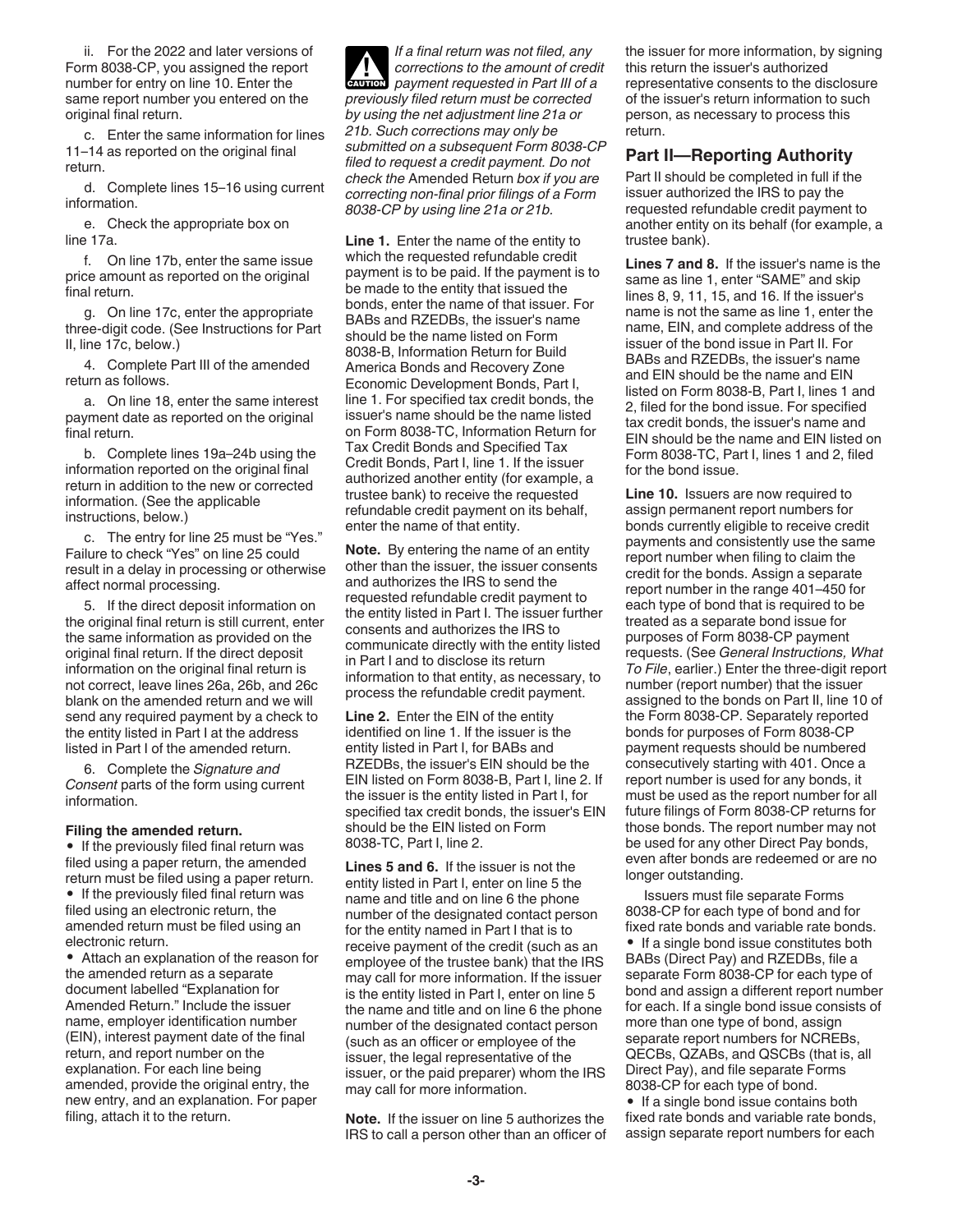ii. For the 2022 and later versions of Form 8038-CP, you assigned the report number for entry on line 10. Enter the same report number you entered on the original final return.

c. Enter the same information for lines 11–14 as reported on the original final return.

d. Complete lines 15–16 using current information.

e. Check the appropriate box on line 17a.

f. On line 17b, enter the same issue price amount as reported on the original final return.

g. On line 17c, enter the appropriate three-digit code. (See Instructions for Part II, line 17c, below.)

4. Complete Part III of the amended return as follows.

a. On line 18, enter the same interest payment date as reported on the original final return.

b. Complete lines 19a–24b using the information reported on the original final return in addition to the new or corrected information. (See the applicable instructions, below.)

c. The entry for line 25 must be "Yes." Failure to check "Yes" on line 25 could result in a delay in processing or otherwise affect normal processing.

5. If the direct deposit information on the original final return is still current, enter the same information as provided on the original final return. If the direct deposit information on the original final return is not correct, leave lines 26a, 26b, and 26c blank on the amended return and we will send any required payment by a check to the entity listed in Part I at the address listed in Part I of the amended return.

6. Complete the *Signature and Consent* parts of the form using current information.

**Filing the amended return.**

- If the previously filed final return was filed using a paper return, the amended return must be filed using a paper return.
- If the previously filed final return was filed using an electronic return, the amended return must be filed using an electronic return.
- Attach an explanation of the reason for the amended return as a separate document labelled "Explanation for Amended Return." Include the issuer name, employer identification number (EIN), interest payment date of the final return, and report number on the explanation. For each line being amended, provide the original entry, the new entry, and an explanation. For paper filing, attach it to the return.

**CAUTION** *If a final return was not filed, any corrections to the amount of credit payment requested in Part III of a previously filed return must be corrected by using the net adjustment line 21a or 21b. Such corrections may only be submitted on a subsequent Form 8038-CP filed to request a credit payment. Do not check the* Amended Return *box if you are correcting non-final prior filings of a Form 8038-CP by using line 21a or 21b.*

**Line 1.** Enter the name of the entity to which the requested refundable credit payment is to be paid. If the payment is to be made to the entity that issued the bonds, enter the name of that issuer. For BABs and RZEDBs, the issuer's name should be the name listed on Form 8038-B, Information Return for Build America Bonds and Recovery Zone Economic Development Bonds, Part I, line 1. For specified tax credit bonds, the issuer's name should be the name listed on Form 8038-TC, Information Return for Tax Credit Bonds and Specified Tax Credit Bonds, Part I, line 1. If the issuer authorized another entity (for example, a trustee bank) to receive the requested refundable credit payment on its behalf, enter the name of that entity.

**Note.** By entering the name of an entity other than the issuer, the issuer consents and authorizes the IRS to send the requested refundable credit payment to the entity listed in Part I. The issuer further consents and authorizes the IRS to communicate directly with the entity listed in Part I and to disclose its return information to that entity, as necessary, to process the refundable credit payment.

**Line 2.** Enter the EIN of the entity identified on line 1. If the issuer is the entity listed in Part I, for BABs and RZEDBs, the issuer's EIN should be the EIN listed on Form 8038-B, Part I, line 2. If the issuer is the entity listed in Part I, for specified tax credit bonds, the issuer's EIN should be the EIN listed on Form 8038-TC, Part I, line 2.

**Lines 5 and 6.** If the issuer is not the entity listed in Part I, enter on line 5 the name and title and on line 6 the phone number of the designated contact person for the entity named in Part I that is to receive payment of the credit (such as an employee of the trustee bank) that the IRS may call for more information. If the issuer is the entity listed in Part I, enter on line 5 the name and title and on line 6 the phone number of the designated contact person (such as an officer or employee of the issuer, the legal representative of the issuer, or the paid preparer) whom the IRS may call for more information.

**Note.** If the issuer on line 5 authorizes the IRS to call a person other than an officer of the issuer for more information, by signing this return the issuer's authorized representative consents to the disclosure of the issuer's return information to such person, as necessary to process this return.

## Part II—Reporting Authority

Part II should be completed in full if the issuer authorized the IRS to pay the requested refundable credit payment to another entity on its behalf (for example, a trustee bank).

**Lines 7 and 8.** If the issuer's name is the same as line 1, enter "SAME" and skip lines 8, 9, 11, 15, and 16. If the issuer's name is not the same as line 1, enter the name, EIN, and complete address of the issuer of the bond issue in Part II. For BABs and RZEDBs, the issuer's name and EIN should be the name and EIN listed on Form 8038-B, Part I, lines 1 and 2, filed for the bond issue. For specified tax credit bonds, the issuer's name and EIN should be the name and EIN listed on Form 8038-TC, Part I, lines 1 and 2, filed for the bond issue.

**Line 10.** Issuers are now required to assign permanent report numbers for bonds currently eligible to receive credit payments and consistently use the same report number when filing to claim the credit for the bonds. Assign a separate report number in the range 401–450 for each type of bond that is required to be treated as a separate bond issue for purposes of Form 8038-CP payment requests. (See *General Instructions, What To File*, earlier.) Enter the three-digit report number (report number) that the issuer assigned to the bonds on Part II, line 10 of the Form 8038-CP. Separately reported bonds for purposes of Form 8038-CP payment requests should be numbered consecutively starting with 401. Once a report number is used for any bonds, it must be used as the report number for all future filings of Form 8038-CP returns for those bonds. The report number may not be used for any other Direct Pay bonds, even after bonds are redeemed or are no longer outstanding.

Issuers must file separate Forms 8038-CP for each type of bond and for fixed rate bonds and variable rate bonds.

- If a single bond issue constitutes both BABs (Direct Pay) and RZEDBs, file a separate Form 8038-CP for each type of bond and assign a different report number for each. If a single bond issue consists of more than one type of bond, assign separate report numbers for NCREBs, QECBs, QZABs, and QSCBs (that is, all Direct Pay), and file separate Forms 8038-CP for each type of bond.
- If a single bond issue contains both fixed rate bonds and variable rate bonds, assign separate report numbers for each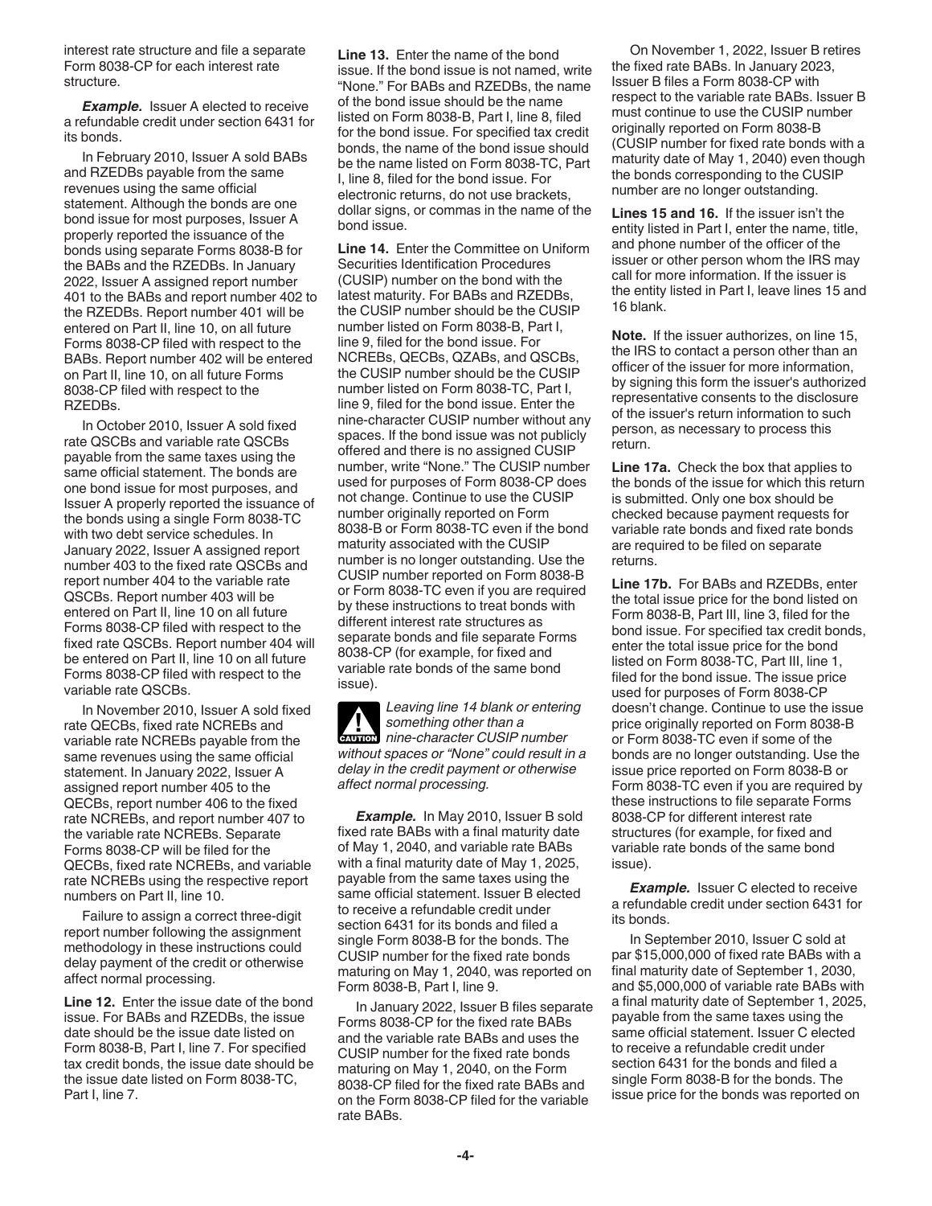interest rate structure and file a separate Form 8038-CP for each interest rate structure.

***Example.*** Issuer A elected to receive a refundable credit under section 6431 for its bonds.

In February 2010, Issuer A sold BABs and RZEDBs payable from the same revenues using the same official statement. Although the bonds are one bond issue for most purposes, Issuer A properly reported the issuance of the bonds using separate Forms 8038-B for the BABs and the RZEDBs. In January 2022, Issuer A assigned report number 401 to the BABs and report number 402 to the RZEDBs. Report number 401 will be entered on Part II, line 10, on all future Forms 8038-CP filed with respect to the BABs. Report number 402 will be entered on Part II, line 10, on all future Forms 8038-CP filed with respect to the RZEDBs.

In October 2010, Issuer A sold fixed rate QSCBs and variable rate QSCBs payable from the same taxes using the same official statement. The bonds are one bond issue for most purposes, and Issuer A properly reported the issuance of the bonds using a single Form 8038-TC with two debt service schedules. In January 2022, Issuer A assigned report number 403 to the fixed rate QSCBs and report number 404 to the variable rate QSCBs. Report number 403 will be entered on Part II, line 10 on all future Forms 8038-CP filed with respect to the fixed rate QSCBs. Report number 404 will be entered on Part II, line 10 on all future Forms 8038-CP filed with respect to the variable rate QSCBs.

In November 2010, Issuer A sold fixed rate QECBs, fixed rate NCREBs and variable rate NCREBs payable from the same revenues using the same official statement. In January 2022, Issuer A assigned report number 405 to the QECBs, report number 406 to the fixed rate NCREBs, and report number 407 to the variable rate NCREBs. Separate Forms 8038-CP will be filed for the QECBs, fixed rate NCREBs, and variable rate NCREBs using the respective report numbers on Part II, line 10.

Failure to assign a correct three-digit report number following the assignment methodology in these instructions could delay payment of the credit or otherwise affect normal processing.

**Line 12.** Enter the issue date of the bond issue. For BABs and RZEDBs, the issue date should be the issue date listed on Form 8038-B, Part I, line 7. For specified tax credit bonds, the issue date should be the issue date listed on Form 8038-TC, Part I, line 7.

**Line 13.** Enter the name of the bond issue. If the bond issue is not named, write "None." For BABs and RZEDBs, the name of the bond issue should be the name listed on Form 8038-B, Part I, line 8, filed for the bond issue. For specified tax credit bonds, the name of the bond issue should be the name listed on Form 8038-TC, Part I, line 8, filed for the bond issue. For electronic returns, do not use brackets, dollar signs, or commas in the name of the bond issue.

**Line 14.** Enter the Committee on Uniform Securities Identification Procedures (CUSIP) number on the bond with the latest maturity. For BABs and RZEDBs, the CUSIP number should be the CUSIP number listed on Form 8038-B, Part I, line 9, filed for the bond issue. For NCREBs, QECBs, QZABs, and QSCBs, the CUSIP number should be the CUSIP number listed on Form 8038-TC, Part I, line 9, filed for the bond issue. Enter the nine-character CUSIP number without any spaces. If the bond issue was not publicly offered and there is no assigned CUSIP number, write "None." The CUSIP number used for purposes of Form 8038-CP does not change. Continue to use the CUSIP number originally reported on Form 8038-B or Form 8038-TC even if the bond maturity associated with the CUSIP number is no longer outstanding. Use the CUSIP number reported on Form 8038-B or Form 8038-TC even if you are required by these instructions to treat bonds with different interest rate structures as separate bonds and file separate Forms 8038-CP (for example, for fixed and variable rate bonds of the same bond issue).

**CAUTION** *Leaving line 14 blank or entering something other than a nine-character CUSIP number without spaces or "None" could result in a delay in the credit payment or otherwise affect normal processing.*

***Example.*** In May 2010, Issuer B sold fixed rate BABs with a final maturity date of May 1, 2040, and variable rate BABs with a final maturity date of May 1, 2025, payable from the same taxes using the same official statement. Issuer B elected to receive a refundable credit under section 6431 for its bonds and filed a single Form 8038-B for the bonds. The CUSIP number for the fixed rate bonds maturing on May 1, 2040, was reported on Form 8038-B, Part I, line 9.

In January 2022, Issuer B files separate Forms 8038-CP for the fixed rate BABs and the variable rate BABs and uses the CUSIP number for the fixed rate bonds maturing on May 1, 2040, on the Form 8038-CP filed for the fixed rate BABs and on the Form 8038-CP filed for the variable rate BABs.

On November 1, 2022, Issuer B retires the fixed rate BABs. In January 2023, Issuer B files a Form 8038-CP with respect to the variable rate BABs. Issuer B must continue to use the CUSIP number originally reported on Form 8038-B (CUSIP number for fixed rate bonds with a maturity date of May 1, 2040) even though the bonds corresponding to the CUSIP number are no longer outstanding.

**Lines 15 and 16.** If the issuer isn't the entity listed in Part I, enter the name, title, and phone number of the officer of the issuer or other person whom the IRS may call for more information. If the issuer is the entity listed in Part I, leave lines 15 and 16 blank.

**Note.** If the issuer authorizes, on line 15, the IRS to contact a person other than an officer of the issuer for more information, by signing this form the issuer's authorized representative consents to the disclosure of the issuer's return information to such person, as necessary to process this return.

**Line 17a.** Check the box that applies to the bonds of the issue for which this return is submitted. Only one box should be checked because payment requests for variable rate bonds and fixed rate bonds are required to be filed on separate returns.

**Line 17b.** For BABs and RZEDBs, enter the total issue price for the bond listed on Form 8038-B, Part III, line 3, filed for the bond issue. For specified tax credit bonds, enter the total issue price for the bond listed on Form 8038-TC, Part III, line 1, filed for the bond issue. The issue price used for purposes of Form 8038-CP doesn't change. Continue to use the issue price originally reported on Form 8038-B or Form 8038-TC even if some of the bonds are no longer outstanding. Use the issue price reported on Form 8038-B or Form 8038-TC even if you are required by these instructions to file separate Forms 8038-CP for different interest rate structures (for example, for fixed and variable rate bonds of the same bond issue).

***Example.*** Issuer C elected to receive a refundable credit under section 6431 for its bonds.

In September 2010, Issuer C sold at par $15,000,000 of fixed rate BABs with a final maturity date of September 1, 2030, and $5,000,000 of variable rate BABs with a final maturity date of September 1, 2025, payable from the same taxes using the same official statement. Issuer C elected to receive a refundable credit under section 6431 for the bonds and filed a single Form 8038-B for the bonds. The issue price for the bonds was reported on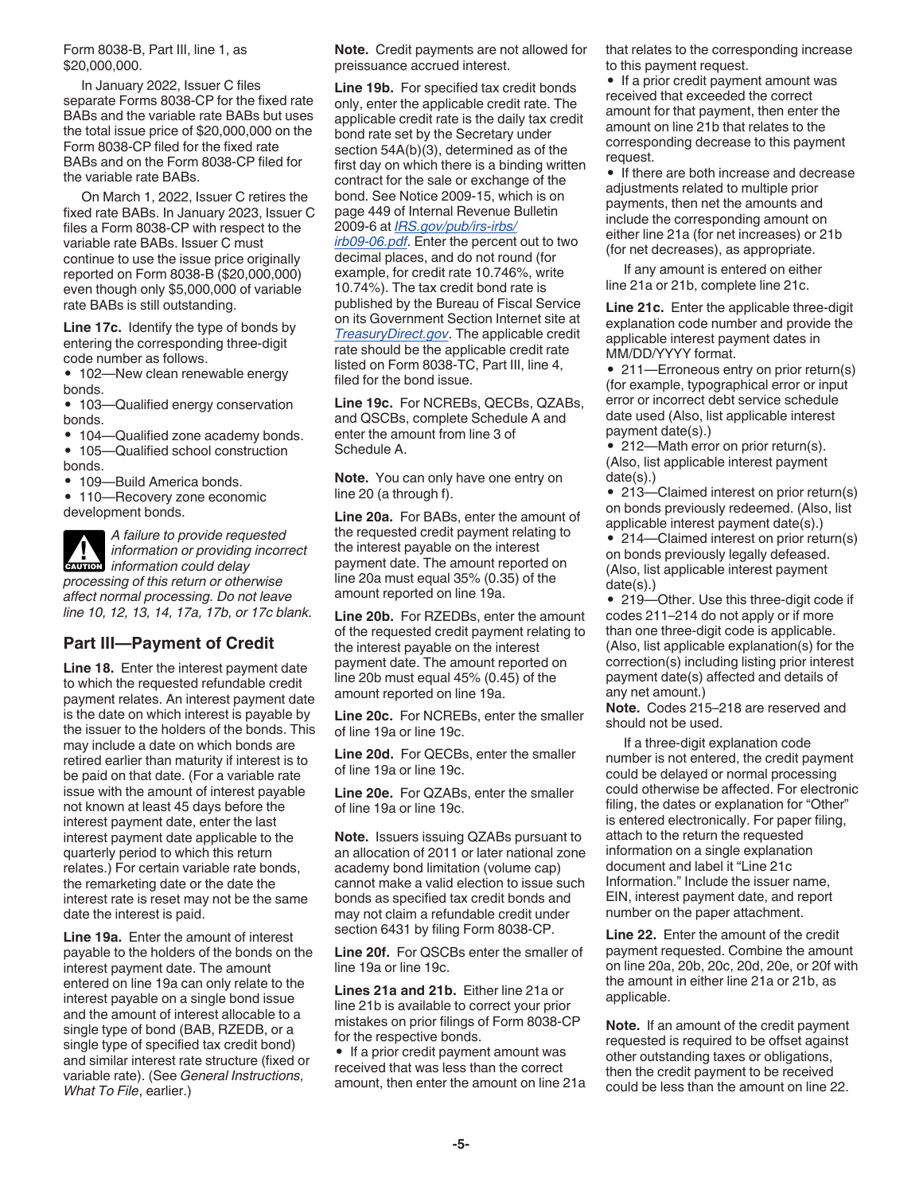Form 8038-B, Part III, line 1, as $20,000,000.

In January 2022, Issuer C files separate Forms 8038-CP for the fixed rate BABs and the variable rate BABs but uses the total issue price of $20,000,000 on the Form 8038-CP filed for the fixed rate BABs and on the Form 8038-CP filed for the variable rate BABs.

On March 1, 2022, Issuer C retires the fixed rate BABs. In January 2023, Issuer C files a Form 8038-CP with respect to the variable rate BABs. Issuer C must continue to use the issue price originally reported on Form 8038-B ($20,000,000) even though only $5,000,000 of variable rate BABs is still outstanding.

**Line 17c.** Identify the type of bonds by entering the corresponding three-digit code number as follows.

- 102—New clean renewable energy bonds.
- 103—Qualified energy conservation bonds.
- 104—Qualified zone academy bonds.
- 105—Qualified school construction bonds.
- 109—Build America bonds.
- 110—Recovery zone economic development bonds.

**CAUTION** *A failure to provide requested information or providing incorrect information could delay processing of this return or otherwise affect normal processing. Do not leave line 10, 12, 13, 14, 17a, 17b, or 17c blank.*

## Part III—Payment of Credit

**Line 18.** Enter the interest payment date to which the requested refundable credit payment relates. An interest payment date is the date on which interest is payable by the issuer to the holders of the bonds. This may include a date on which bonds are retired earlier than maturity if interest is to be paid on that date. (For a variable rate issue with the amount of interest payable not known at least 45 days before the interest payment date, enter the last interest payment date applicable to the quarterly period to which this return relates.) For certain variable rate bonds, the remarketing date or the date the interest rate is reset may not be the same date the interest is paid.

**Line 19a.** Enter the amount of interest payable to the holders of the bonds on the interest payment date. The amount entered on line 19a can only relate to the interest payable on a single bond issue and the amount of interest allocable to a single type of bond (BAB, RZEDB, or a single type of specified tax credit bond) and similar interest rate structure (fixed or variable rate). (See *General Instructions, What To File*, earlier.)

**Note.** Credit payments are not allowed for preissuance accrued interest.

**Line 19b.** For specified tax credit bonds only, enter the applicable credit rate. The applicable credit rate is the daily tax credit bond rate set by the Secretary under section 54A(b)(3), determined as of the first day on which there is a binding written contract for the sale or exchange of the bond. See Notice 2009-15, which is on page 449 of Internal Revenue Bulletin 2009-6 at *IRS.gov/pub/irs-irbs/irb09-06.pdf*. Enter the percent out to two decimal places, and do not round (for example, for credit rate 10.746%, write 10.74%). The tax credit bond rate is published by the Bureau of Fiscal Service on its Government Section Internet site at *TreasuryDirect.gov*. The applicable credit rate should be the applicable credit rate listed on Form 8038-TC, Part III, line 4, filed for the bond issue.

**Line 19c.** For NCREBs, QECBs, QZABs, and QSCBs, complete Schedule A and enter the amount from line 3 of Schedule A.

**Note.** You can only have one entry on line 20 (a through f).

**Line 20a.** For BABs, enter the amount of the requested credit payment relating to the interest payable on the interest payment date. The amount reported on line 20a must equal 35% (0.35) of the amount reported on line 19a.

**Line 20b.** For RZEDBs, enter the amount of the requested credit payment relating to the interest payable on the interest payment date. The amount reported on line 20b must equal 45% (0.45) of the amount reported on line 19a.

**Line 20c.** For NCREBs, enter the smaller of line 19a or line 19c.

**Line 20d.** For QECBs, enter the smaller of line 19a or line 19c.

**Line 20e.** For QZABs, enter the smaller of line 19a or line 19c.

**Note.** Issuers issuing QZABs pursuant to an allocation of 2011 or later national zone academy bond limitation (volume cap) cannot make a valid election to issue such bonds as specified tax credit bonds and may not claim a refundable credit under section 6431 by filing Form 8038-CP.

**Line 20f.** For QSCBs enter the smaller of line 19a or line 19c.

**Lines 21a and 21b.** Either line 21a or line 21b is available to correct your prior mistakes on prior filings of Form 8038-CP for the respective bonds.

- If a prior credit payment amount was received that was less than the correct amount, then enter the amount on line 21a that relates to the corresponding increase to this payment request.
- If a prior credit payment amount was received that exceeded the correct amount for that payment, then enter the amount on line 21b that relates to the corresponding decrease to this payment request.
- If there are both increase and decrease adjustments related to multiple prior payments, then net the amounts and include the corresponding amount on either line 21a (for net increases) or 21b (for net decreases), as appropriate.

If any amount is entered on either line 21a or 21b, complete line 21c.

**Line 21c.** Enter the applicable three-digit explanation code number and provide the applicable interest payment dates in MM/DD/YYYY format.

- 211—Erroneous entry on prior return(s) (for example, typographical error or input error or incorrect debt service schedule date used (Also, list applicable interest payment date(s).)
- 212—Math error on prior return(s). (Also, list applicable interest payment date(s).)
- 213—Claimed interest on prior return(s) on bonds previously redeemed. (Also, list applicable interest payment date(s).)
- 214—Claimed interest on prior return(s) on bonds previously legally defeased. (Also, list applicable interest payment date(s).)
- 219—Other. Use this three-digit code if codes 211–214 do not apply or if more than one three-digit code is applicable. (Also, list applicable explanation(s) for the correction(s) including listing prior interest payment date(s) affected and details of any net amount.)

**Note.** Codes 215–218 are reserved and should not be used.

If a three-digit explanation code number is not entered, the credit payment could be delayed or normal processing could otherwise be affected. For electronic filing, the dates or explanation for "Other" is entered electronically. For paper filing, attach to the return the requested information on a single explanation document and label it "Line 21c Information." Include the issuer name, EIN, interest payment date, and report number on the paper attachment.

**Line 22.** Enter the amount of the credit payment requested. Combine the amount on line 20a, 20b, 20c, 20d, 20e, or 20f with the amount in either line 21a or 21b, as applicable.

**Note.** If an amount of the credit payment requested is required to be offset against other outstanding taxes or obligations, then the credit payment to be received could be less than the amount on line 22.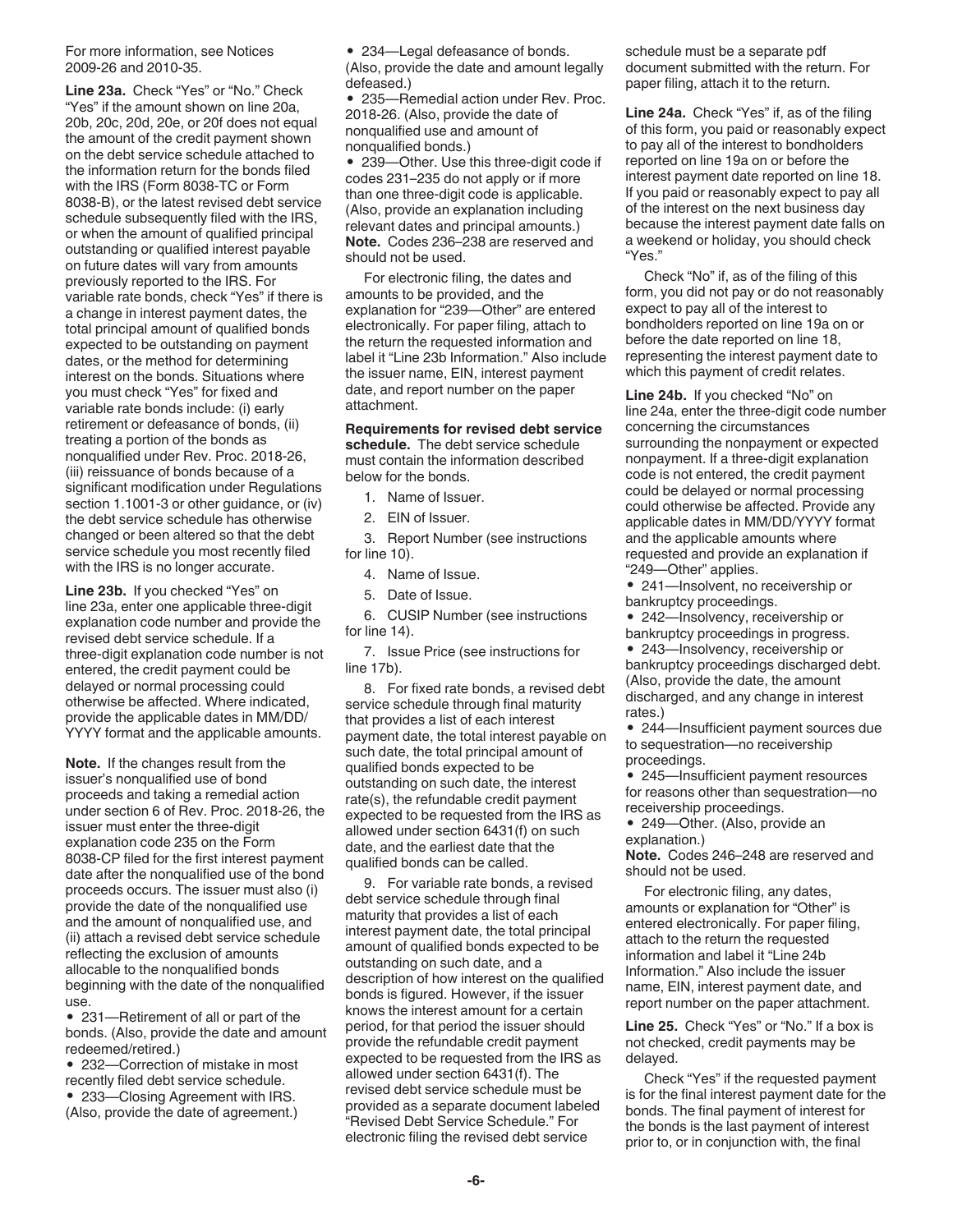For more information, see Notices 2009-26 and 2010-35.

**Line 23a.** Check "Yes" or "No." Check "Yes" if the amount shown on line 20a, 20b, 20c, 20d, 20e, or 20f does not equal the amount of the credit payment shown on the debt service schedule attached to the information return for the bonds filed with the IRS (Form 8038-TC or Form 8038-B), or the latest revised debt service schedule subsequently filed with the IRS, or when the amount of qualified principal outstanding or qualified interest payable on future dates will vary from amounts previously reported to the IRS. For variable rate bonds, check "Yes" if there is a change in interest payment dates, the total principal amount of qualified bonds expected to be outstanding on payment dates, or the method for determining interest on the bonds. Situations where you must check "Yes" for fixed and variable rate bonds include: (i) early retirement or defeasance of bonds, (ii) treating a portion of the bonds as nonqualified under Rev. Proc. 2018-26, (iii) reissuance of bonds because of a significant modification under Regulations section 1.1001-3 or other guidance, or (iv) the debt service schedule has otherwise changed or been altered so that the debt service schedule you most recently filed with the IRS is no longer accurate.

**Line 23b.** If you checked "Yes" on line 23a, enter one applicable three-digit explanation code number and provide the revised debt service schedule. If a three-digit explanation code number is not entered, the credit payment could be delayed or normal processing could otherwise be affected. Where indicated, provide the applicable dates in MM/DD/YYYY format and the applicable amounts.

**Note.** If the changes result from the issuer's nonqualified use of bond proceeds and taking a remedial action under section 6 of Rev. Proc. 2018-26, the issuer must enter the three-digit explanation code 235 on the Form 8038-CP filed for the first interest payment date after the nonqualified use of the bond proceeds occurs. The issuer must also (i) provide the date of the nonqualified use and the amount of nonqualified use, and (ii) attach a revised debt service schedule reflecting the exclusion of amounts allocable to the nonqualified bonds beginning with the date of the nonqualified use.

- 231—Retirement of all or part of the bonds. (Also, provide the date and amount redeemed/retired.)
- 232—Correction of mistake in most recently filed debt service schedule.
- 233—Closing Agreement with IRS. (Also, provide the date of agreement.)
- 234—Legal defeasance of bonds. (Also, provide the date and amount legally defeased.)
- 235—Remedial action under Rev. Proc. 2018-26. (Also, provide the date of nonqualified use and amount of nonqualified bonds.)
- 239—Other. Use this three-digit code if codes 231–235 do not apply or if more than one three-digit code is applicable. (Also, provide an explanation including relevant dates and principal amounts.)

**Note.** Codes 236–238 are reserved and should not be used.

For electronic filing, the dates and amounts to be provided, and the explanation for "239—Other" are entered electronically. For paper filing, attach to the return the requested information and label it "Line 23b Information." Also include the issuer name, EIN, interest payment date, and report number on the paper attachment.

**Requirements for revised debt service schedule.** The debt service schedule must contain the information described below for the bonds.

1. Name of Issuer.
2. EIN of Issuer.
3. Report Number (see instructions for line 10).
4. Name of Issue.
5. Date of Issue.
6. CUSIP Number (see instructions for line 14).
7. Issue Price (see instructions for line 17b).
8. For fixed rate bonds, a revised debt service schedule through final maturity that provides a list of each interest payment date, the total interest payable on such date, the total principal amount of qualified bonds expected to be outstanding on such date, the interest rate(s), the refundable credit payment expected to be requested from the IRS as allowed under section 6431(f) on such date, and the earliest date that the qualified bonds can be called.
9. For variable rate bonds, a revised debt service schedule through final maturity that provides a list of each interest payment date, the total principal amount of qualified bonds expected to be outstanding on such date, and a description of how interest on the qualified bonds is figured. However, if the issuer knows the interest amount for a certain period, for that period the issuer should provide the refundable credit payment expected to be requested from the IRS as allowed under section 6431(f). The revised debt service schedule must be provided as a separate document labeled "Revised Debt Service Schedule." For electronic filing the revised debt service schedule must be a separate pdf document submitted with the return. For paper filing, attach it to the return.

**Line 24a.** Check "Yes" if, as of the filing of this form, you paid or reasonably expect to pay all of the interest to bondholders reported on line 19a on or before the interest payment date reported on line 18. If you paid or reasonably expect to pay all of the interest on the next business day because the interest payment date falls on a weekend or holiday, you should check "Yes."

Check "No" if, as of the filing of this form, you did not pay or do not reasonably expect to pay all of the interest to bondholders reported on line 19a on or before the date reported on line 18, representing the interest payment date to which this payment of credit relates.

**Line 24b.** If you checked "No" on line 24a, enter the three-digit code number concerning the circumstances surrounding the nonpayment or expected nonpayment. If a three-digit explanation code is not entered, the credit payment could be delayed or normal processing could otherwise be affected. Provide any applicable dates in MM/DD/YYYY format and the applicable amounts where requested and provide an explanation if "249—Other" applies.

- 241—Insolvent, no receivership or bankruptcy proceedings.
- 242—Insolvency, receivership or bankruptcy proceedings in progress.
- 243—Insolvency, receivership or bankruptcy proceedings discharged debt. (Also, provide the date, the amount discharged, and any change in interest rates.)
- 244—Insufficient payment sources due to sequestration—no receivership proceedings.
- 245—Insufficient payment resources for reasons other than sequestration—no receivership proceedings.
- 249—Other. (Also, provide an explanation.)

**Note.** Codes 246–248 are reserved and should not be used.

For electronic filing, any dates, amounts or explanation for "Other" is entered electronically. For paper filing, attach to the return the requested information and label it "Line 24b Information." Also include the issuer name, EIN, interest payment date, and report number on the paper attachment.

**Line 25.** Check "Yes" or "No." If a box is not checked, credit payments may be delayed.

Check "Yes" if the requested payment is for the final interest payment date for the bonds. The final payment of interest for the bonds is the last payment of interest prior to, or in conjunction with, the final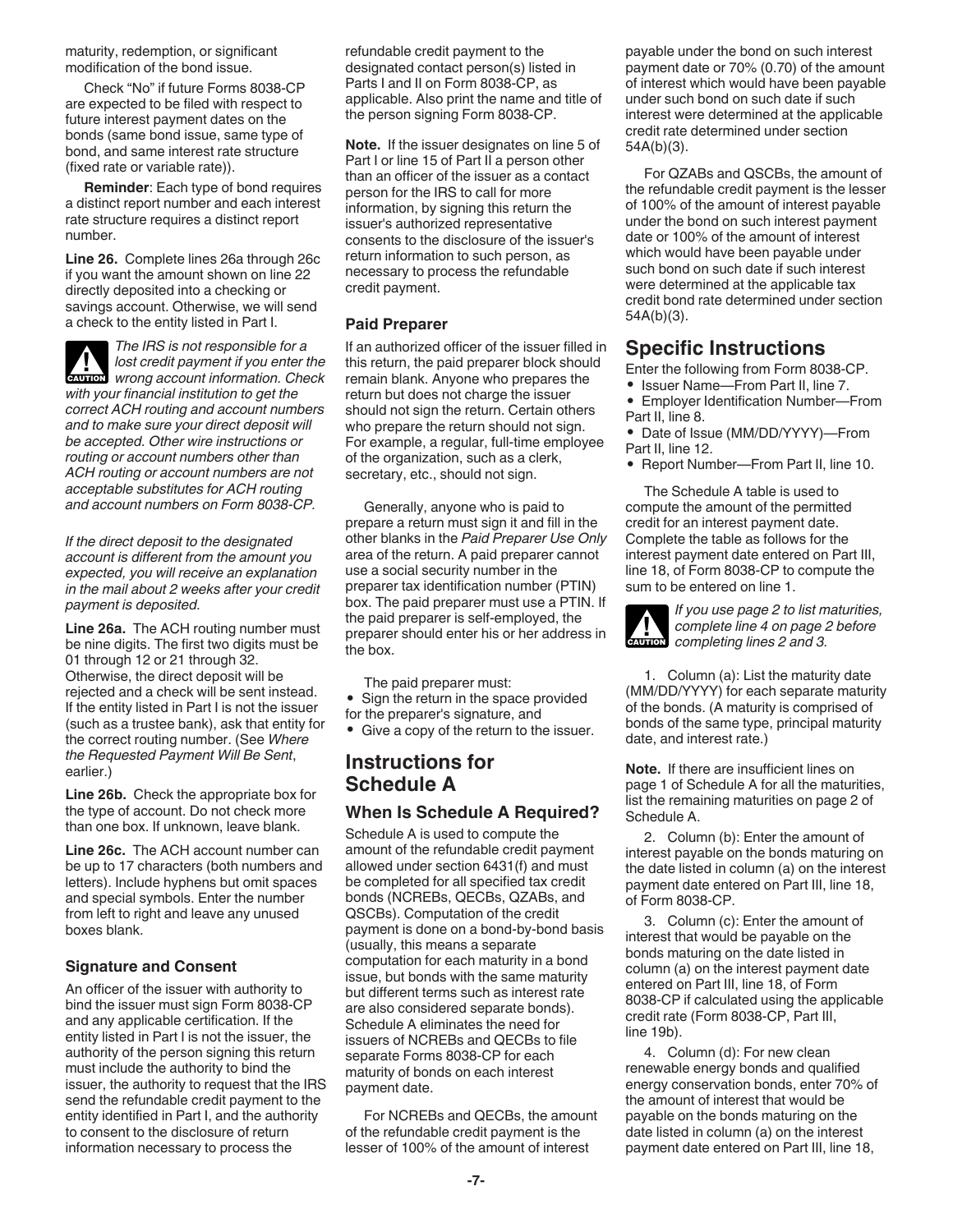maturity, redemption, or significant modification of the bond issue.

Check "No" if future Forms 8038-CP are expected to be filed with respect to future interest payment dates on the bonds (same bond issue, same type of bond, and same interest rate structure (fixed rate or variable rate)).

**Reminder**: Each type of bond requires a distinct report number and each interest rate structure requires a distinct report number.

**Line 26.** Complete lines 26a through 26c if you want the amount shown on line 22 directly deposited into a checking or savings account. Otherwise, we will send a check to the entity listed in Part I.

**CAUTION** *The IRS is not responsible for a lost credit payment if you enter the wrong account information. Check with your financial institution to get the correct ACH routing and account numbers and to make sure your direct deposit will be accepted. Other wire instructions or routing or account numbers other than ACH routing or account numbers are not acceptable substitutes for ACH routing and account numbers on Form 8038-CP.*

*If the direct deposit to the designated account is different from the amount you expected, you will receive an explanation in the mail about 2 weeks after your credit payment is deposited.*

**Line 26a.** The ACH routing number must be nine digits. The first two digits must be 01 through 12 or 21 through 32. Otherwise, the direct deposit will be rejected and a check will be sent instead. If the entity listed in Part I is not the issuer (such as a trustee bank), ask that entity for the correct routing number. (See *Where the Requested Payment Will Be Sent*, earlier.)

**Line 26b.** Check the appropriate box for the type of account. Do not check more than one box. If unknown, leave blank.

**Line 26c.** The ACH account number can be up to 17 characters (both numbers and letters). Include hyphens but omit spaces and special symbols. Enter the number from left to right and leave any unused boxes blank.

### Signature and Consent

An officer of the issuer with authority to bind the issuer must sign Form 8038-CP and any applicable certification. If the entity listed in Part I is not the issuer, the authority of the person signing this return must include the authority to bind the issuer, the authority to request that the IRS send the refundable credit payment to the entity identified in Part I, and the authority to consent to the disclosure of return information necessary to process the refundable credit payment to the designated contact person(s) listed in Parts I and II on Form 8038-CP, as applicable. Also print the name and title of the person signing Form 8038-CP.

**Note.** If the issuer designates on line 5 of Part I or line 15 of Part II a person other than an officer of the issuer as a contact person for the IRS to call for more information, by signing this return the issuer's authorized representative consents to the disclosure of the issuer's return information to such person, as necessary to process the refundable credit payment.

### Paid Preparer

If an authorized officer of the issuer filled in this return, the paid preparer block should remain blank. Anyone who prepares the return but does not charge the issuer should not sign the return. Certain others who prepare the return should not sign. For example, a regular, full-time employee of the organization, such as a clerk, secretary, etc., should not sign.

Generally, anyone who is paid to prepare a return must sign it and fill in the other blanks in the *Paid Preparer Use Only* area of the return. A paid preparer cannot use a social security number in the preparer tax identification number (PTIN) box. The paid preparer must use a PTIN. If the paid preparer is self-employed, the preparer should enter his or her address in the box.

The paid preparer must:

- Sign the return in the space provided for the preparer's signature, and
- Give a copy of the return to the issuer.

## Instructions for Schedule A

### When Is Schedule A Required?

Schedule A is used to compute the amount of the refundable credit payment allowed under section 6431(f) and must be completed for all specified tax credit bonds (NCREBs, QECBs, QZABs, and QSCBs). Computation of the credit payment is done on a bond-by-bond basis (usually, this means a separate computation for each maturity in a bond issue, but bonds with the same maturity but different terms such as interest rate are also considered separate bonds). Schedule A eliminates the need for issuers of NCREBs and QECBs to file separate Forms 8038-CP for each maturity of bonds on each interest payment date.

For NCREBs and QECBs, the amount of the refundable credit payment is the lesser of 100% of the amount of interest payable under the bond on such interest payment date or 70% (0.70) of the amount of interest which would have been payable under such bond on such date if such interest were determined at the applicable credit rate determined under section 54A(b)(3).

For QZABs and QSCBs, the amount of the refundable credit payment is the lesser of 100% of the amount of interest payable under the bond on such interest payment date or 100% of the amount of interest which would have been payable under such bond on such date if such interest were determined at the applicable tax credit bond rate determined under section 54A(b)(3).

## Specific Instructions

Enter the following from Form 8038-CP.

- Issuer Name—From Part II, line 7.
- Employer Identification Number—From Part II, line 8.
- Date of Issue (MM/DD/YYYY)—From Part II, line 12.
- Report Number—From Part II, line 10.

The Schedule A table is used to compute the amount of the permitted credit for an interest payment date. Complete the table as follows for the interest payment date entered on Part III, line 18, of Form 8038-CP to compute the sum to be entered on line 1.

**CAUTION** *If you use page 2 to list maturities, complete line 4 on page 2 before completing lines 2 and 3.*

1. Column (a): List the maturity date (MM/DD/YYYY) for each separate maturity of the bonds. (A maturity is comprised of bonds of the same type, principal maturity date, and interest rate.)

**Note.** If there are insufficient lines on page 1 of Schedule A for all the maturities, list the remaining maturities on page 2 of Schedule A.

2. Column (b): Enter the amount of interest payable on the bonds maturing on the date listed in column (a) on the interest payment date entered on Part III, line 18, of Form 8038-CP.

3. Column (c): Enter the amount of interest that would be payable on the bonds maturing on the date listed in column (a) on the interest payment date entered on Part III, line 18, of Form 8038-CP if calculated using the applicable credit rate (Form 8038-CP, Part III, line 19b).

4. Column (d): For new clean renewable energy bonds and qualified energy conservation bonds, enter 70% of the amount of interest that would be payable on the bonds maturing on the date listed in column (a) on the interest payment date entered on Part III, line 18,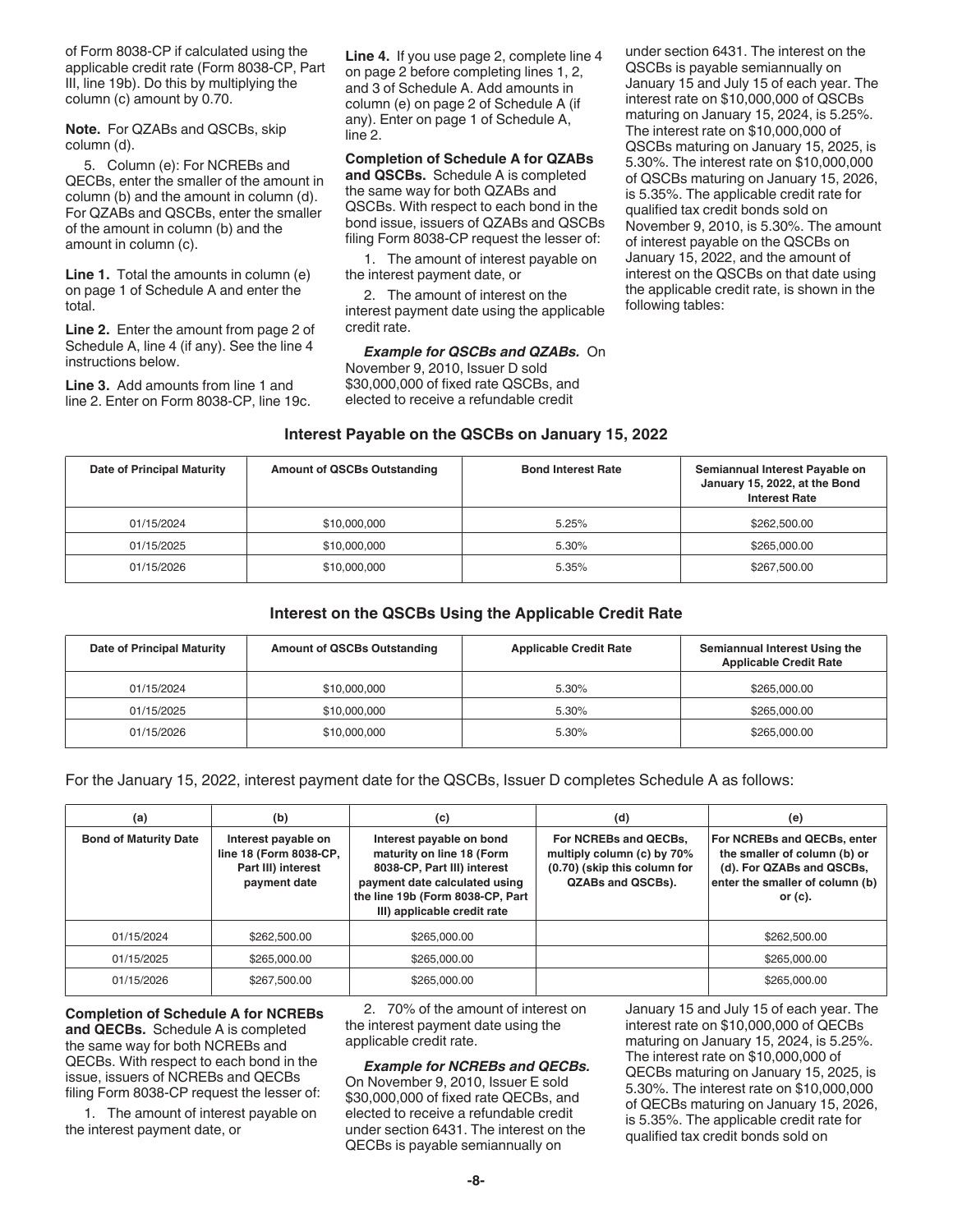of Form 8038-CP if calculated using the applicable credit rate (Form 8038-CP, Part III, line 19b). Do this by multiplying the column (c) amount by 0.70.

**Note.** For QZABs and QSCBs, skip column (d).

5. Column (e): For NCREBs and QECBs, enter the smaller of the amount in column (b) and the amount in column (d). For QZABs and QSCBs, enter the smaller of the amount in column (b) and the amount in column (c).

**Line 1.** Total the amounts in column (e) on page 1 of Schedule A and enter the total.

**Line 2.** Enter the amount from page 2 of Schedule A, line 4 (if any). See the line 4 instructions below.

**Line 3.** Add amounts from line 1 and line 2. Enter on Form 8038-CP, line 19c.

**Line 4.** If you use page 2, complete line 4 on page 2 before completing lines 1, 2, and 3 of Schedule A. Add amounts in column (e) on page 2 of Schedule A (if any). Enter on page 1 of Schedule A, line 2.

**Completion of Schedule A for QZABs and QSCBs.** Schedule A is completed the same way for both QZABs and QSCBs. With respect to each bond in the bond issue, issuers of QZABs and QSCBs filing Form 8038-CP request the lesser of:

1. The amount of interest payable on the interest payment date, or

2. The amount of interest on the interest payment date using the applicable credit rate.

***Example for QSCBs and QZABs.*** On November 9, 2010, Issuer D sold $30,000,000 of fixed rate QSCBs, and elected to receive a refundable credit under section 6431. The interest on the QSCBs is payable semiannually on January 15 and July 15 of each year. The interest rate on $10,000,000 of QSCBs maturing on January 15, 2024, is 5.25%. The interest rate on $10,000,000 of QSCBs maturing on January 15, 2025, is 5.30%. The interest rate on $10,000,000 of QSCBs maturing on January 15, 2026, is 5.35%. The applicable credit rate for qualified tax credit bonds sold on November 9, 2010, is 5.30%. The amount of interest payable on the QSCBs on January 15, 2022, and the amount of interest on the QSCBs on that date using the applicable credit rate, is shown in the following tables:

**Interest Payable on the QSCBs on January 15, 2022**

| Date of Principal Maturity | Amount of QSCBs Outstanding | Bond Interest Rate | Semiannual Interest Payable on January 15, 2022, at the Bond Interest Rate |
|---|---|---|---|
| 01/15/2024 | $10,000,000 | 5.25% | $262,500.00 |
| 01/15/2025 | $10,000,000 | 5.30% | $265,000.00 |
| 01/15/2026 | $10,000,000 | 5.35% | $267,500.00 |

**Interest on the QSCBs Using the Applicable Credit Rate**

| Date of Principal Maturity | Amount of QSCBs Outstanding | Applicable Credit Rate | Semiannual Interest Using the Applicable Credit Rate |
|---|---|---|---|
| 01/15/2024 | $10,000,000 | 5.30% | $265,000.00 |
| 01/15/2025 | $10,000,000 | 5.30% | $265,000.00 |
| 01/15/2026 | $10,000,000 | 5.30% | $265,000.00 |

For the January 15, 2022, interest payment date for the QSCBs, Issuer D completes Schedule A as follows:

| (a) | (b) | (c) | (d) | (e) |
|---|---|---|---|---|
| **Bond of Maturity Date** | **Interest payable on line 18 (Form 8038-CP, Part III) interest payment date** | **Interest payable on bond maturity on line 18 (Form 8038-CP, Part III) interest payment date calculated using the line 19b (Form 8038-CP, Part III) applicable credit rate** | **For NCREBs and QECBs, multiply column (c) by 70% (0.70) (skip this column for QZABs and QSCBs).** | **For NCREBs and QECBs, enter the smaller of column (b) or (d). For QZABs and QSCBs, enter the smaller of column (b) or (c).** |
| 01/15/2024 | $262,500.00 | $265,000.00 | | $262,500.00 |
| 01/15/2025 | $265,000.00 | $265,000.00 | | $265,000.00 |
| 01/15/2026 | $267,500.00 | $265,000.00 | | $265,000.00 |

**Completion of Schedule A for NCREBs and QECBs.** Schedule A is completed the same way for both NCREBs and QECBs. With respect to each bond in the issue, issuers of NCREBs and QECBs filing Form 8038-CP request the lesser of:

1. The amount of interest payable on the interest payment date, or

2. 70% of the amount of interest on the interest payment date using the applicable credit rate.

***Example for NCREBs and QECBs.*** On November 9, 2010, Issuer E sold $30,000,000 of fixed rate QECBs, and elected to receive a refundable credit under section 6431. The interest on the QECBs is payable semiannually on January 15 and July 15 of each year. The interest rate on $10,000,000 of QECBs maturing on January 15, 2024, is 5.25%. The interest rate on $10,000,000 of QECBs maturing on January 15, 2025, is 5.30%. The interest rate on $10,000,000 of QECBs maturing on January 15, 2026, is 5.35%. The applicable credit rate for qualified tax credit bonds sold on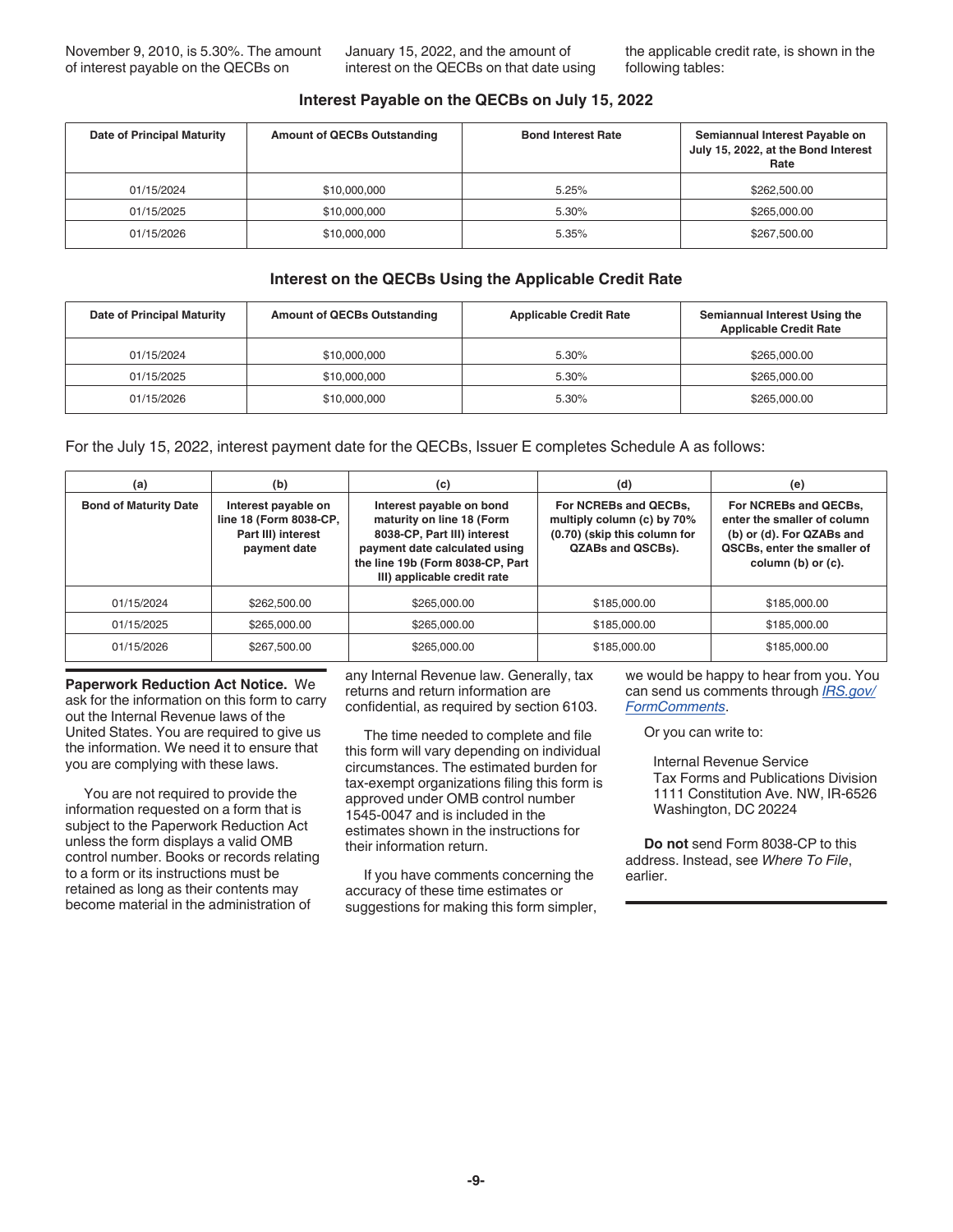November 9, 2010, is 5.30%. The amount of interest payable on the QECBs on January 15, 2022, and the amount of interest on the QECBs on that date using the applicable credit rate, is shown in the following tables:

### Interest Payable on the QECBs on July 15, 2022

| Date of Principal Maturity | Amount of QECBs Outstanding | Bond Interest Rate | Semiannual Interest Payable on July 15, 2022, at the Bond Interest Rate |
|---|---|---|---|
| 01/15/2024 | $10,000,000 | 5.25% | $262,500.00 |
| 01/15/2025 | $10,000,000 | 5.30% | $265,000.00 |
| 01/15/2026 | $10,000,000 | 5.35% | $267,500.00 |

### Interest on the QECBs Using the Applicable Credit Rate

| Date of Principal Maturity | Amount of QECBs Outstanding | Applicable Credit Rate | Semiannual Interest Using the Applicable Credit Rate |
|---|---|---|---|
| 01/15/2024 | $10,000,000 | 5.30% | $265,000.00 |
| 01/15/2025 | $10,000,000 | 5.30% | $265,000.00 |
| 01/15/2026 | $10,000,000 | 5.30% | $265,000.00 |

For the July 15, 2022, interest payment date for the QECBs, Issuer E completes Schedule A as follows:

| (a) | (b) | (c) | (d) | (e) |
|---|---|---|---|---|
| **Bond of Maturity Date** | **Interest payable on line 18 (Form 8038-CP, Part III) interest payment date** | **Interest payable on bond maturity on line 18 (Form 8038-CP, Part III) interest payment date calculated using the line 19b (Form 8038-CP, Part III) applicable credit rate** | **For NCREBs and QECBs, multiply column (c) by 70% (0.70) (skip this column for QZABs and QSCBs).** | **For NCREBs and QECBs, enter the smaller of column (b) or (d). For QZABs and QSCBs, enter the smaller of column (b) or (c).** |
| 01/15/2024 | $262,500.00 | $265,000.00 | $185,000.00 | $185,000.00 |
| 01/15/2025 | $265,000.00 | $265,000.00 | $185,000.00 | $185,000.00 |
| 01/15/2026 | $267,500.00 | $265,000.00 | $185,000.00 | $185,000.00 |

**Paperwork Reduction Act Notice.** We ask for the information on this form to carry out the Internal Revenue laws of the United States. You are required to give us the information. We need it to ensure that you are complying with these laws.

You are not required to provide the information requested on a form that is subject to the Paperwork Reduction Act unless the form displays a valid OMB control number. Books or records relating to a form or its instructions must be retained as long as their contents may become material in the administration of any Internal Revenue law. Generally, tax returns and return information are confidential, as required by section 6103.

The time needed to complete and file this form will vary depending on individual circumstances. The estimated burden for tax-exempt organizations filing this form is approved under OMB control number 1545-0047 and is included in the estimates shown in the instructions for their information return.

If you have comments concerning the accuracy of these time estimates or suggestions for making this form simpler, we would be happy to hear from you. You can send us comments through *IRS.gov/FormComments*.

Or you can write to:

Internal Revenue Service
Tax Forms and Publications Division
1111 Constitution Ave. NW, IR-6526
Washington, DC 20224

**Do not** send Form 8038-CP to this address. Instead, see *Where To File*, earlier.